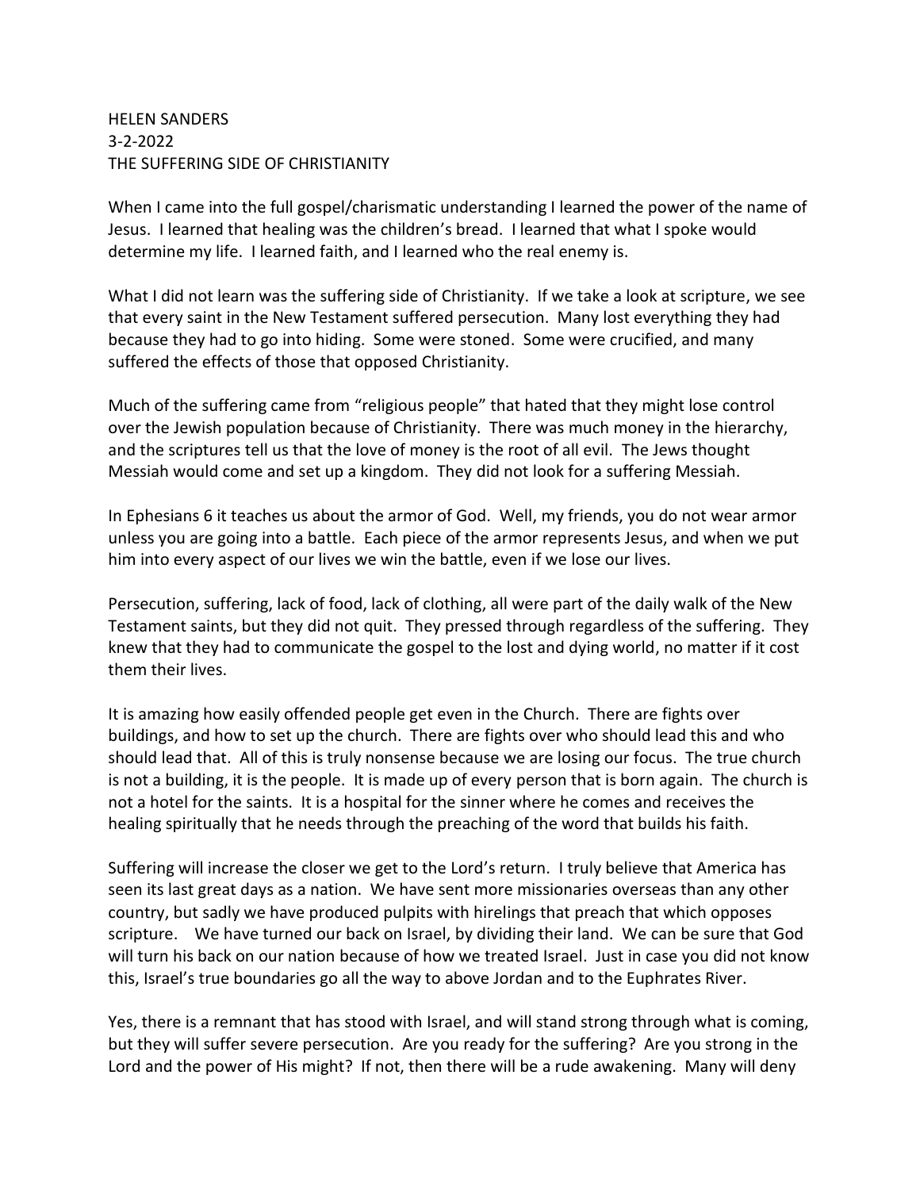HELEN SANDERS
3-2-2022
THE SUFFERING SIDE OF CHRISTIANITY

When I came into the full gospel/charismatic understanding I learned the power of the name of Jesus. I learned that healing was the children's bread. I learned that what I spoke would determine my life. I learned faith, and I learned who the real enemy is.

What I did not learn was the suffering side of Christianity. If we take a look at scripture, we see that every saint in the New Testament suffered persecution. Many lost everything they had because they had to go into hiding. Some were stoned. Some were crucified, and many suffered the effects of those that opposed Christianity.

Much of the suffering came from "religious people" that hated that they might lose control over the Jewish population because of Christianity. There was much money in the hierarchy, and the scriptures tell us that the love of money is the root of all evil. The Jews thought Messiah would come and set up a kingdom. They did not look for a suffering Messiah.

In Ephesians 6 it teaches us about the armor of God. Well, my friends, you do not wear armor unless you are going into a battle. Each piece of the armor represents Jesus, and when we put him into every aspect of our lives we win the battle, even if we lose our lives.

Persecution, suffering, lack of food, lack of clothing, all were part of the daily walk of the New Testament saints, but they did not quit. They pressed through regardless of the suffering. They knew that they had to communicate the gospel to the lost and dying world, no matter if it cost them their lives.

It is amazing how easily offended people get even in the Church. There are fights over buildings, and how to set up the church. There are fights over who should lead this and who should lead that. All of this is truly nonsense because we are losing our focus. The true church is not a building, it is the people. It is made up of every person that is born again. The church is not a hotel for the saints. It is a hospital for the sinner where he comes and receives the healing spiritually that he needs through the preaching of the word that builds his faith.

Suffering will increase the closer we get to the Lord's return. I truly believe that America has seen its last great days as a nation. We have sent more missionaries overseas than any other country, but sadly we have produced pulpits with hirelings that preach that which opposes scripture. We have turned our back on Israel, by dividing their land. We can be sure that God will turn his back on our nation because of how we treated Israel. Just in case you did not know this, Israel's true boundaries go all the way to above Jordan and to the Euphrates River.

Yes, there is a remnant that has stood with Israel, and will stand strong through what is coming, but they will suffer severe persecution. Are you ready for the suffering? Are you strong in the Lord and the power of His might? If not, then there will be a rude awakening. Many will deny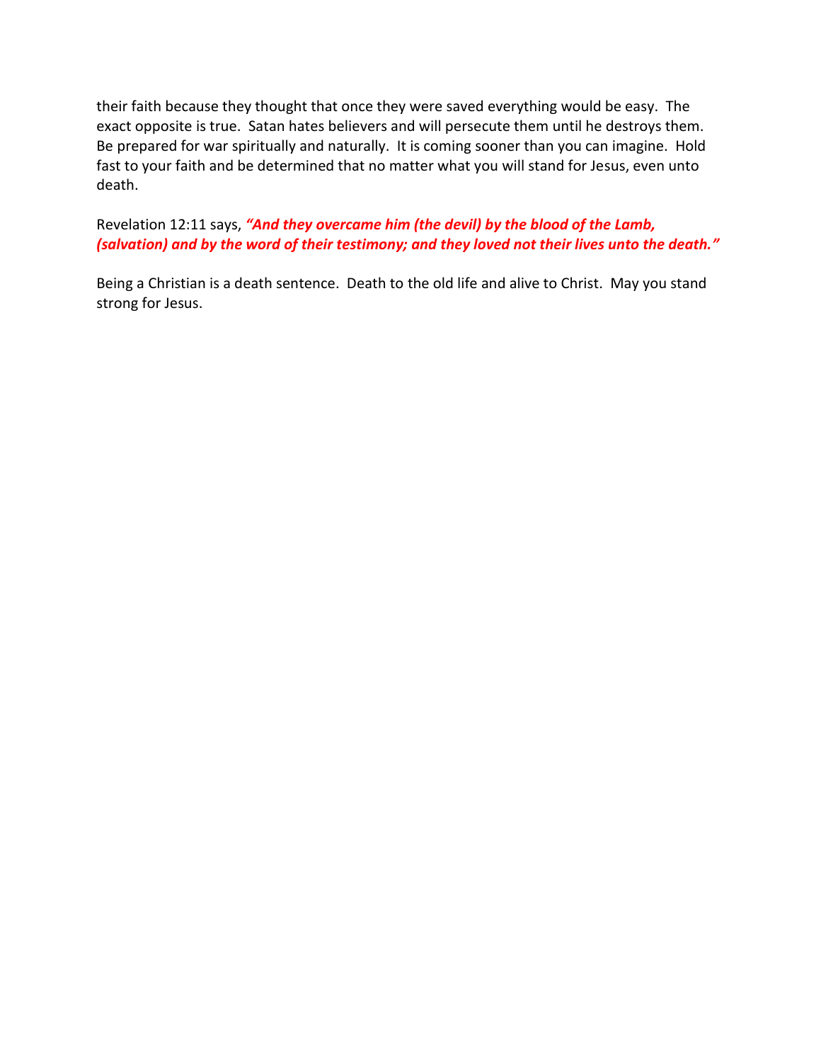their faith because they thought that once they were saved everything would be easy. The exact opposite is true. Satan hates believers and will persecute them until he destroys them. Be prepared for war spiritually and naturally. It is coming sooner than you can imagine. Hold fast to your faith and be determined that no matter what you will stand for Jesus, even unto death.

Revelation 12:11 says, ***"And they overcame him (the devil) by the blood of the Lamb, (salvation) and by the word of their testimony; and they loved not their lives unto the death."***

Being a Christian is a death sentence. Death to the old life and alive to Christ. May you stand strong for Jesus.